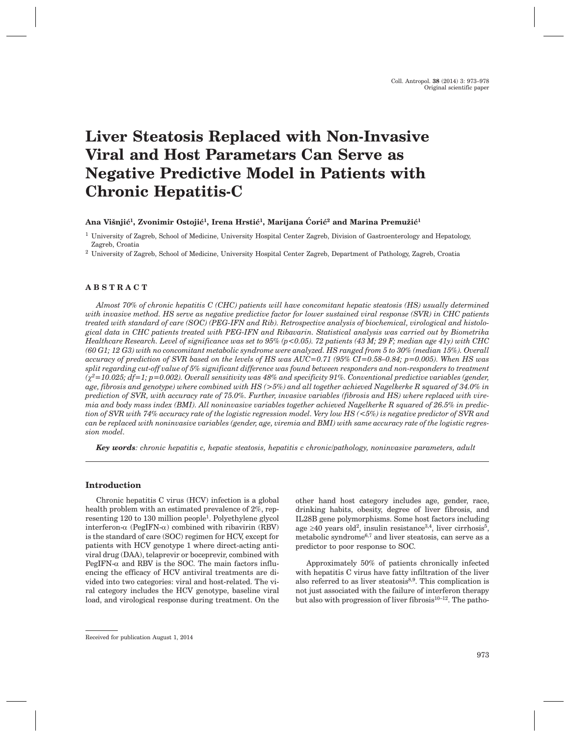Original scientific paper

# Liver Steatosis Replaced with Non-Invasive Viral and Host Parametars Can Serve as Negative Predictive Model in Patients with Chronic Hepatitis-C

**Ana Višnjić[1], Zvonimir Ostojić[1], Irena Hrstić[1], Marijana Ćorić[2] and Marina Premužić[1]**

[1] University of Zagreb, School of Medicine, University Hospital Center Zagreb, Division of Gastroenterology and Hepatology, Zagreb, Croatia

[2] University of Zagreb, School of Medicine, University Hospital Center Zagreb, Department of Pathology, Zagreb, Croatia

## ABSTRACT

*Almost 70% of chronic hepatitis C (CHC) patients will have concomitant hepatic steatosis (HS) usually determined with invasive method. HS serve as negative predictive factor for lower sustained viral response (SVR) in CHC patients treated with standard of care (SOC) (PEG-IFN and Rib). Retrospective analysis of biochemical, virological and histological data in CHC patients treated with PEG-IFN and Ribavarin. Statistical analysis was carried out by Biometrika Healthcare Research. Level of significance was set to 95% ($p<0.05$). 72 patients (43 M; 29 F; median age 41y) with CHC (60 G1; 12 G3) with no concomitant metabolic syndrome were analyzed. HS ranged from 5 to 30% (median 15%). Overall accuracy of prediction of SVR based on the levels of HS was AUC=0.71 (95% CI=0.58–0.84; $p=0.005$). When HS was split regarding cut-off value of 5% significant difference was found between responders and non-responders to treatment ($\chi^2=10.025$; df=1; $p=0.002$). Overall sensitivity was 48% and specificity 91%. Conventional predictive variables (gender, age, fibrosis and genotype) where combined with HS (>5%) and all together achieved Nagelkerke R squared of 34.0% in prediction of SVR, with accuracy rate of 75.0%. Further, invasive variables (fibrosis and HS) where replaced with viremia and body mass index (BMI). All noninvasive variables together achieved Nagelkerke R squared of 26.5% in prediction of SVR with 74% accuracy rate of the logistic regression model. Very low HS (<5%) is negative predictor of SVR and can be replaced with noninvasive variables (gender, age, viremia and BMI) with same accuracy rate of the logistic regression model.*

***Key words**: chronic hepatitis c, hepatic steatosis, hepatitis c chronic/pathology, noninvasive parameters, adult*

## Introduction

Chronic hepatitis C virus (HCV) infection is a global health problem with an estimated prevalence of 2%, representing 120 to 130 million people[1]. Polyethylene glycol interferon-α (PegIFN-α) combined with ribavirin (RBV) is the standard of care (SOC) regimen for HCV, except for patients with HCV genotype 1 where direct-acting antiviral drug (DAA), telaprevir or boceprevir, combined with PegIFN-α and RBV is the SOC. The main factors influencing the efficacy of HCV antiviral treatments are divided into two categories: viral and host-related. The viral category includes the HCV genotype, baseline viral load, and virological response during treatment. On the other hand host category includes age, gender, race, drinking habits, obesity, degree of liver fibrosis, and IL28B gene polymorphisms. Some host factors including age ≥40 years old[2], insulin resistance[3,4], liver cirrhosis[5], metabolic syndrome[6,7] and liver steatosis, can serve as a predictor to poor response to SOC.

Approximately 50% of patients chronically infected with hepatitis C virus have fatty infiltration of the liver also referred to as liver steatosis[8,9]. This complication is not just associated with the failure of interferon therapy but also with progression of liver fibrosis[10–12]. The patho-

Received for publication August 1, 2014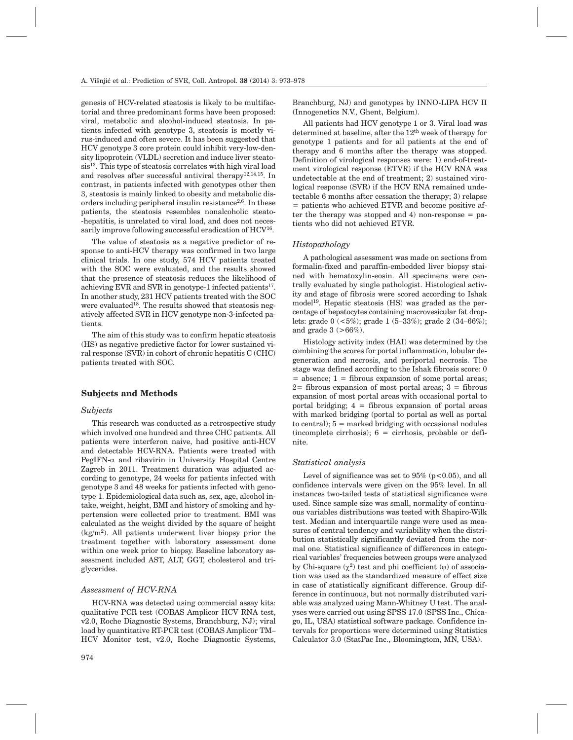genesis of HCV-related steatosis is likely to be multifactorial and three predominant forms have been proposed: viral, metabolic and alcohol-induced steatosis. In patients infected with genotype 3, steatosis is mostly virus-induced and often severe. It has been suggested that HCV genotype 3 core protein could inhibit very-low-density lipoprotein (VLDL) secretion and induce liver steatosis[13]. This type of steatosis correlates with high viral load and resolves after successful antiviral therapy[12,14,15]. In contrast, in patients infected with genotypes other then 3, steatosis is mainly linked to obesity and metabolic disorders including peripheral insulin resistance[2,6]. In these patients, the steatosis resembles nonalcoholic steato-hepatitis, is unrelated to viral load, and does not necessarily improve following successful eradication of HCV[16].

The value of steatosis as a negative predictor of response to anti-HCV therapy was confirmed in two large clinical trials. In one study, 574 HCV patients treated with the SOC were evaluated, and the results showed that the presence of steatosis reduces the likelihood of achieving EVR and SVR in genotype-1 infected patients[17]. In another study, 231 HCV patients treated with the SOC were evaluated[18]. The results showed that steatosis negatively affected SVR in HCV genotype non-3-infected patients.

The aim of this study was to confirm hepatic steatosis (HS) as negative predictive factor for lower sustained viral response (SVR) in cohort of chronic hepatitis C (CHC) patients treated with SOC.

## Subjects and Methods

### *Subjects*

This research was conducted as a retrospective study which involved one hundred and three CHC patients. All patients were interferon naive, had positive anti-HCV and detectable HCV-RNA. Patients were treated with PegIFN-$\alpha$ and ribavirin in University Hospital Centre Zagreb in 2011. Treatment duration was adjusted according to genotype, 24 weeks for patients infected with genotype 3 and 48 weeks for patients infected with genotype 1. Epidemiological data such as, sex, age, alcohol intake, weight, height, BMI and history of smoking and hypertension were collected prior to treatment. BMI was calculated as the weight divided by the square of height (kg/m$^2$). All patients underwent liver biopsy prior the treatment together with laboratory assessment done within one week prior to biopsy. Baseline laboratory assessment included AST, ALT, GGT, cholesterol and triglycerides.

### *Assessment of HCV-RNA*

HCV-RNA was detected using commercial assay kits: qualitative PCR test (COBAS Amplicor HCV RNA test, v2.0, Roche Diagnostic Systems, Branchburg, NJ); viral load by quantitative RT-PCR test (COBAS Amplicor TM–HCV Monitor test, v2.0, Roche Diagnostic Systems, Branchburg, NJ) and genotypes by INNO-LIPA HCV II (Innogenetics N.V., Ghent, Belgium).

All patients had HCV genotype 1 or 3. Viral load was determined at baseline, after the 12$^{th}$ week of therapy for genotype 1 patients and for all patients at the end of therapy and 6 months after the therapy was stopped. Definition of virological responses were: 1) end-of-treatment virological response (ETVR) if the HCV RNA was undetectable at the end of treatment; 2) sustained virological response (SVR) if the HCV RNA remained undetectable 6 months after cessation the therapy; 3) relapse = patients who achieved ETVR and become positive after the therapy was stopped and 4) non-response = patients who did not achieved ETVR.

### *Histopathology*

A pathological assessment was made on sections from formalin-fixed and paraffin-embedded liver biopsy stained with hematoxylin-eosin. All specimens were centrally evaluated by single pathologist. Histological activity and stage of fibrosis were scored according to Ishak model[19]. Hepatic steatosis (HS) was graded as the percentage of hepatocytes containing macrovesicular fat droplets: grade 0 (<5%); grade 1 (5–33%); grade 2 (34–66%); and grade 3 (>66%).

Histology activity index (HAI) was determined by the combining the scores for portal inflammation, lobular degeneration and necrosis, and periportal necrosis. The stage was defined according to the Ishak fibrosis score: 0 = absence; 1 = fibrous expansion of some portal areas; 2= fibrous expansion of most portal areas; 3 = fibrous expansion of most portal areas with occasional portal to portal bridging; 4 = fibrous expansion of portal areas with marked bridging (portal to portal as well as portal to central); 5 = marked bridging with occasional nodules (incomplete cirrhosis); 6 = cirrhosis, probable or definite.

### *Statistical analysis*

Level of significance was set to 95% ($p<0.05$), and all confidence intervals were given on the 95% level. In all instances two-tailed tests of statistical significance were used. Since sample size was small, normality of continuous variables distributions was tested with Shapiro-Wilk test. Median and interquartile range were used as measures of central tendency and variability when the distribution statistically significantly deviated from the normal one. Statistical significance of differences in categorical variables' frequencies between groups were analyzed by Chi-square ($\chi^2$) test and phi coefficient ($\varphi$) of association was used as the standardized measure of effect size in case of statistically significant difference. Group difference in continuous, but not normally distributed variable was analyzed using Mann-Whitney U test. The analyses were carried out using SPSS 17.0 (SPSS Inc., Chicago, IL, USA) statistical software package. Confidence intervals for proportions were determined using Statistics Calculator 3.0 (StatPac Inc., Bloomingtom, MN, USA).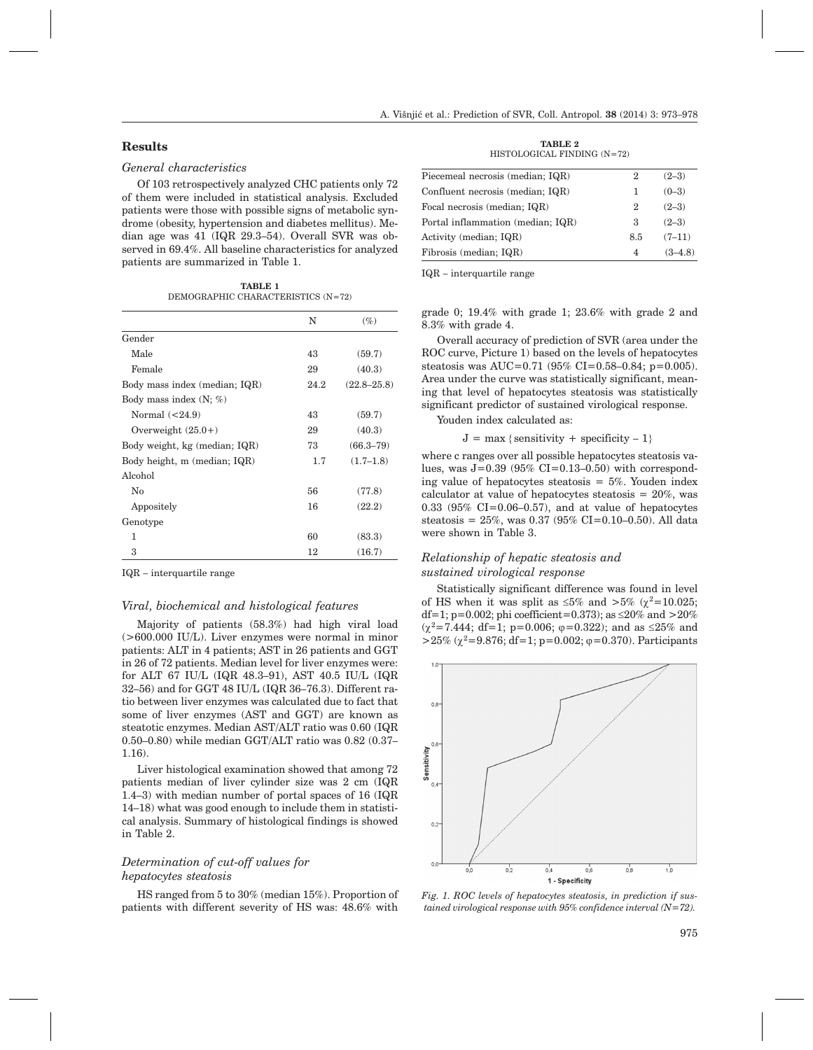## Results

### General characteristics

Of 103 retrospectively analyzed CHC patients only 72 of them were included in statistical analysis. Excluded patients were those with possible signs of metabolic syndrome (obesity, hypertension and diabetes mellitus). Median age was 41 (IQR 29.3–54). Overall SVR was observed in 69.4%. All baseline characteristics for analyzed patients are summarized in Table 1.

**TABLE 1**
DEMOGRAPHIC CHARACTERISTICS (N=72)

| | N | (%) |
|---|---|---|
| Gender | | |
| Male | 43 | (59.7) |
| Female | 29 | (40.3) |
| Body mass index (median; IQR) | 24.2 | (22.8–25.8) |
| Body mass index (N; %) | | |
| Normal (<24.9) | 43 | (59.7) |
| Overweight (25.0+) | 29 | (40.3) |
| Body weight, kg (median; IQR) | 73 | (66.3–79) |
| Body height, m (median; IQR) | 1.7 | (1.7–1.8) |
| Alcohol | | |
| No | 56 | (77.8) |
| Appositely | 16 | (22.2) |
| Genotype | | |
| 1 | 60 | (83.3) |
| 3 | 12 | (16.7) |

IQR – interquartile range

### Viral, biochemical and histological features

Majority of patients (58.3%) had high viral load (>600.000 IU/L). Liver enzymes were normal in minor patients: ALT in 4 patients; AST in 26 patients and GGT in 26 of 72 patients. Median level for liver enzymes were: for ALT 67 IU/L (IQR 48.3–91), AST 40.5 IU/L (IQR 32–56) and for GGT 48 IU/L (IQR 36–76.3). Different ratio between liver enzymes was calculated due to fact that some of liver enzymes (AST and GGT) are known as steatotic enzymes. Median AST/ALT ratio was 0.60 (IQR 0.50–0.80) while median GGT/ALT ratio was 0.82 (0.37–1.16).

Liver histological examination showed that among 72 patients median of liver cylinder size was 2 cm (IQR 1.4–3) with median number of portal spaces of 16 (IQR 14–18) what was good enough to include them in statistical analysis. Summary of histological findings is showed in Table 2.

**TABLE 2**
HISTOLOGICAL FINDING (N=72)

| | | |
|---|---|---|
| Piecemeal necrosis (median; IQR) | 2 | (2–3) |
| Confluent necrosis (median; IQR) | 1 | (0–3) |
| Focal necrosis (median; IQR) | 2 | (2–3) |
| Portal inflammation (median; IQR) | 3 | (2–3) |
| Activity (median; IQR) | 8.5 | (7–11) |
| Fibrosis (median; IQR) | 4 | (3–4.8) |

IQR – interquartile range

### Determination of cut-off values for hepatocytes steatosis

HS ranged from 5 to 30% (median 15%). Proportion of patients with different severity of HS was: 48.6% with grade 0; 19.4% with grade 1; 23.6% with grade 2 and 8.3% with grade 4.

Overall accuracy of prediction of SVR (area under the ROC curve, Picture 1) based on the levels of hepatocytes steatosis was AUC=0.71 (95% CI=0.58–0.84; p=0.005). Area under the curve was statistically significant, meaning that level of hepatocytes steatosis was statistically significant predictor of sustained virological response.

Youden index calculated as:

$$J = \max\{\text{sensitivity} + \text{specificity} - 1\}$$

where c ranges over all possible hepatocytes steatosis values, was J=0.39 (95% CI=0.13–0.50) with corresponding value of hepatocytes steatosis = 5%. Youden index calculator at value of hepatocytes steatosis = 20%, was 0.33 (95% CI=0.06–0.57), and at value of hepatocytes steatosis = 25%, was 0.37 (95% CI=0.10–0.50). All data were shown in Table 3.

### Relationship of hepatic steatosis and sustained virological response

Statistically significant difference was found in level of HS when it was split as ≤5% and >5% ($\chi^2$=10.025; df=1; p=0.002; phi coefficient=0.373); as ≤20% and >20% ($\chi^2$=7.444; df=1; p=0.006; $\varphi$=0.322); and as ≤25% and >25% ($\chi^2$=9.876; df=1; p=0.002; $\varphi$=0.370). Participants

*Fig. 1. ROC levels of hepatocytes steatosis, in prediction if sustained virological response with 95% confidence interval (N=72).*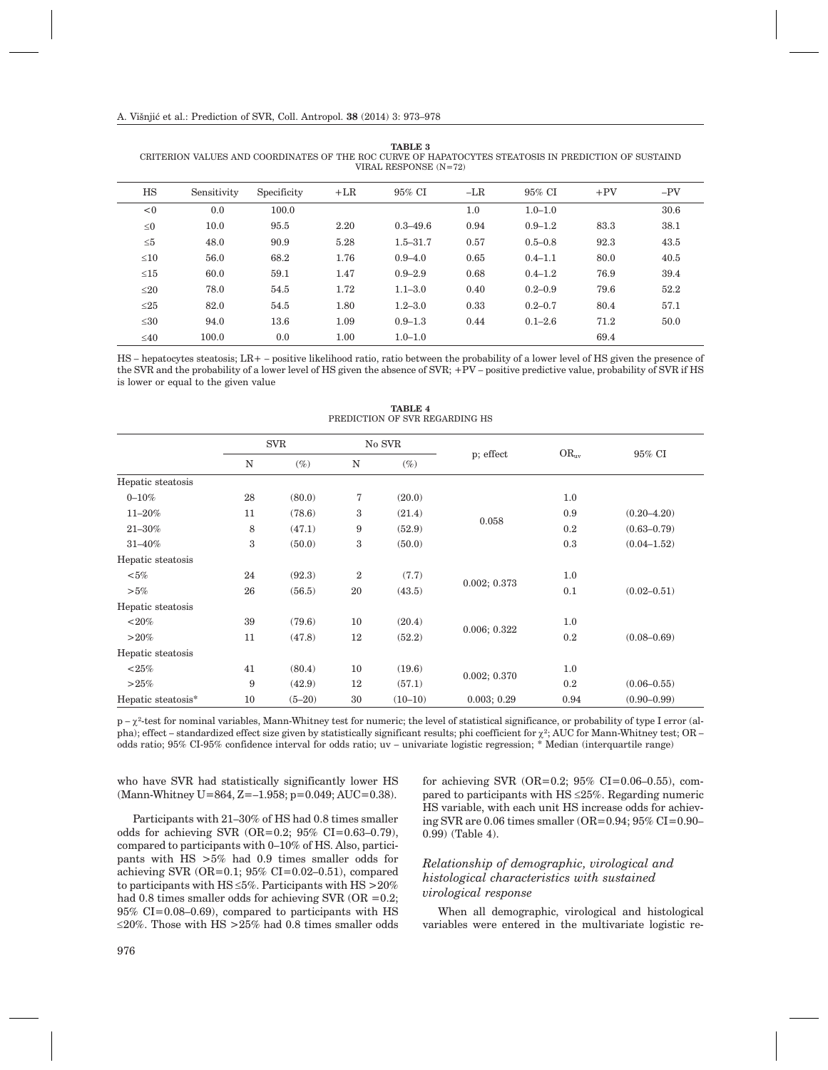**TABLE 3**
CRITERION VALUES AND COORDINATES OF THE ROC CURVE OF HAPATOCYTES STEATOSIS IN PREDICTION OF SUSTAIND VIRAL RESPONSE (N=72)

| HS | Sensitivity | Specificity | +LR | 95% CI | –LR | 95% CI | +PV | –PV |
|---|---|---|---|---|---|---|---|---|
| <0 | 0.0 | 100.0 | | | 1.0 | 1.0–1.0 | | 30.6 |
| ≤0 | 10.0 | 95.5 | 2.20 | 0.3–49.6 | 0.94 | 0.9–1.2 | 83.3 | 38.1 |
| ≤5 | 48.0 | 90.9 | 5.28 | 1.5–31.7 | 0.57 | 0.5–0.8 | 92.3 | 43.5 |
| ≤10 | 56.0 | 68.2 | 1.76 | 0.9–4.0 | 0.65 | 0.4–1.1 | 80.0 | 40.5 |
| ≤15 | 60.0 | 59.1 | 1.47 | 0.9–2.9 | 0.68 | 0.4–1.2 | 76.9 | 39.4 |
| ≤20 | 78.0 | 54.5 | 1.72 | 1.1–3.0 | 0.40 | 0.2–0.9 | 79.6 | 52.2 |
| ≤25 | 82.0 | 54.5 | 1.80 | 1.2–3.0 | 0.33 | 0.2–0.7 | 80.4 | 57.1 |
| ≤30 | 94.0 | 13.6 | 1.09 | 0.9–1.3 | 0.44 | 0.1–2.6 | 71.2 | 50.0 |
| ≤40 | 100.0 | 0.0 | 1.00 | 1.0–1.0 | | | 69.4 | |

HS – hepatocytes steatosis; LR+ – positive likelihood ratio, ratio between the probability of a lower level of HS given the presence of the SVR and the probability of a lower level of HS given the absence of SVR; +PV – positive predictive value, probability of SVR if HS is lower or equal to the given value

**TABLE 4**
PREDICTION OF SVR REGARDING HS

| | SVR | | No SVR | | p; effect | $OR_{uv}$ | 95% CI |
|---|---|---|---|---|---|---|---|
| | N | (%) | N | (%) | | | |
| Hepatic steatosis | | | | | | | |
| 0–10% | 28 | (80.0) | 7 | (20.0) | 0.058 | 1.0 | |
| 11–20% | 11 | (78.6) | 3 | (21.4) | | 0.9 | (0.20–4.20) |
| 21–30% | 8 | (47.1) | 9 | (52.9) | | 0.2 | (0.63–0.79) |
| 31–40% | 3 | (50.0) | 3 | (50.0) | | 0.3 | (0.04–1.52) |
| Hepatic steatosis | | | | | | | |
| <5% | 24 | (92.3) | 2 | (7.7) | 0.002; 0.373 | 1.0 | |
| >5% | 26 | (56.5) | 20 | (43.5) | | 0.1 | (0.02–0.51) |
| Hepatic steatosis | | | | | | | |
| <20% | 39 | (79.6) | 10 | (20.4) | 0.006; 0.322 | 1.0 | |
| >20% | 11 | (47.8) | 12 | (52.2) | | 0.2 | (0.08–0.69) |
| Hepatic steatosis | | | | | | | |
| <25% | 41 | (80.4) | 10 | (19.6) | 0.002; 0.370 | 1.0 | |
| >25% | 9 | (42.9) | 12 | (57.1) | | 0.2 | (0.06–0.55) |
| Hepatic steatosis* | 10 | (5–20) | 30 | (10–10) | 0.003; 0.29 | 0.94 | (0.90–0.99) |

p – $\chi^2$-test for nominal variables, Mann-Whitney test for numeric; the level of statistical significance, or probability of type I error (alpha); effect – standardized effect size given by statistically significant results; phi coefficient for $\chi^2$; AUC for Mann-Whitney test; OR – odds ratio; 95% CI-95% confidence interval for odds ratio; uv – univariate logistic regression; * Median (interquartile range)

who have SVR had statistically significantly lower HS (Mann-Whitney U=864, Z=–1.958; p=0.049; AUC=0.38).

Participants with 21–30% of HS had 0.8 times smaller odds for achieving SVR (OR=0.2; 95% CI=0.63–0.79), compared to participants with 0–10% of HS. Also, participants with HS >5% had 0.9 times smaller odds for achieving SVR (OR=0.1; 95% CI=0.02–0.51), compared to participants with HS ≤5%. Participants with HS >20% had 0.8 times smaller odds for achieving SVR (OR =0.2; 95% CI=0.08–0.69), compared to participants with HS ≤20%. Those with HS >25% had 0.8 times smaller odds for achieving SVR (OR=0.2; 95% CI=0.06–0.55), compared to participants with HS ≤25%. Regarding numeric HS variable, with each unit HS increase odds for achieving SVR are 0.06 times smaller (OR=0.94; 95% CI=0.90–0.99) (Table 4).

### *Relationship of demographic, virological and histological characteristics with sustained virological response*

When all demographic, virological and histological variables were entered in the multivariate logistic re-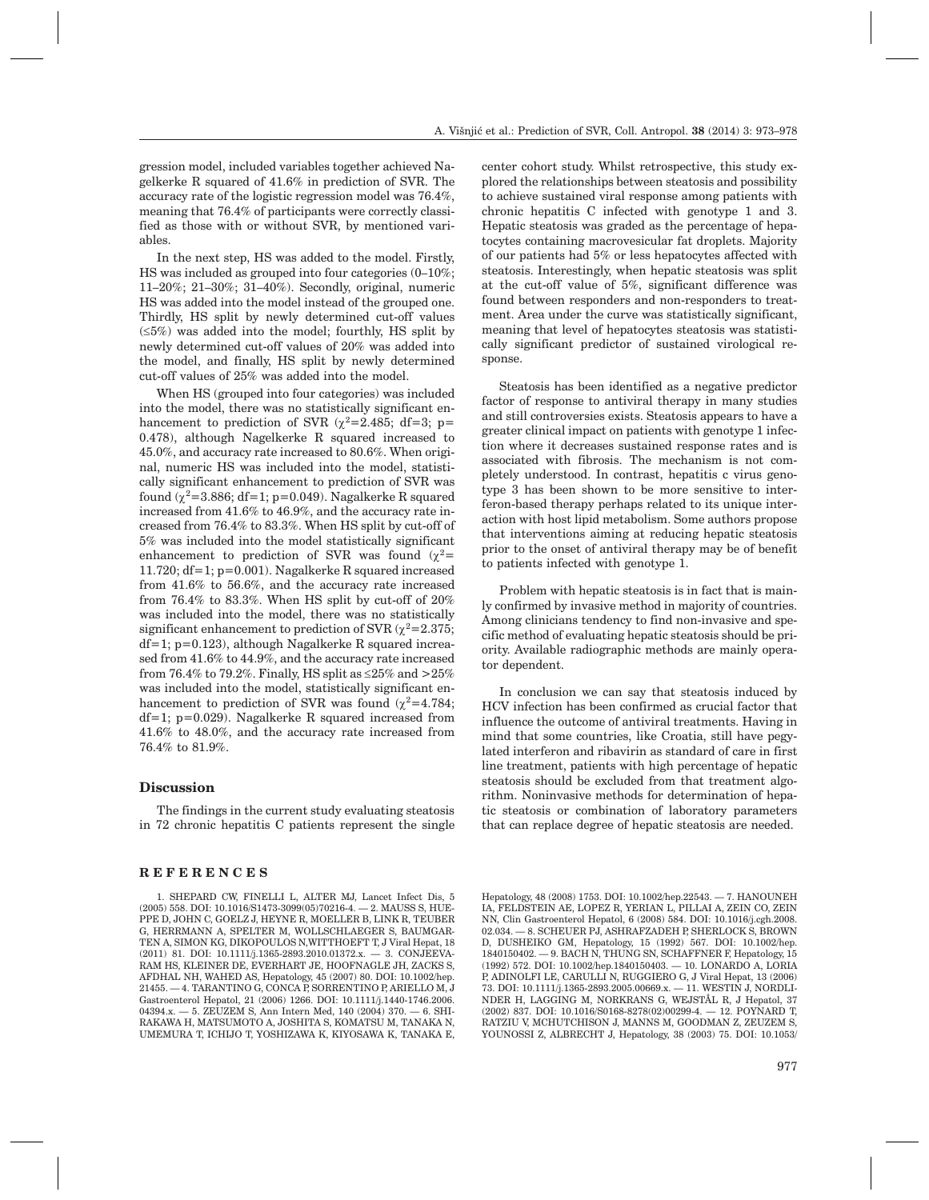gression model, included variables together achieved Nagelkerke R squared of 41.6% in prediction of SVR. The accuracy rate of the logistic regression model was 76.4%, meaning that 76.4% of participants were correctly classified as those with or without SVR, by mentioned variables.

In the next step, HS was added to the model. Firstly, HS was included as grouped into four categories (0–10%; 11–20%; 21–30%; 31–40%). Secondly, original, numeric HS was added into the model instead of the grouped one. Thirdly, HS split by newly determined cut-off values (≤5%) was added into the model; fourthly, HS split by newly determined cut-off values of 20% was added into the model, and finally, HS split by newly determined cut-off values of 25% was added into the model.

When HS (grouped into four categories) was included into the model, there was no statistically significant enhancement to prediction of SVR ($\chi^2$=2.485; df=3; p=0.478), although Nagelkerke R squared increased to 45.0%, and accuracy rate increased to 80.6%. When original, numeric HS was included into the model, statistically significant enhancement to prediction of SVR was found ($\chi^2$=3.886; df=1; p=0.049). Nagalkerke R squared increased from 41.6% to 46.9%, and the accuracy rate increased from 76.4% to 83.3%. When HS split by cut-off of 5% was included into the model statistically significant enhancement to prediction of SVR was found ($\chi^2$=11.720; df=1; p=0.001). Nagalkerke R squared increased from 41.6% to 56.6%, and the accuracy rate increased from 76.4% to 83.3%. When HS split by cut-off of 20% was included into the model, there was no statistically significant enhancement to prediction of SVR ($\chi^2$=2.375; df=1; p=0.123), although Nagalkerke R squared increased from 41.6% to 44.9%, and the accuracy rate increased from 76.4% to 79.2%. Finally, HS split as ≤25% and >25% was included into the model, statistically significant enhancement to prediction of SVR was found ($\chi^2$=4.784; df=1; p=0.029). Nagalkerke R squared increased from 41.6% to 48.0%, and the accuracy rate increased from 76.4% to 81.9%.

## Discussion

The findings in the current study evaluating steatosis in 72 chronic hepatitis C patients represent the single center cohort study. Whilst retrospective, this study explored the relationships between steatosis and possibility to achieve sustained viral response among patients with chronic hepatitis C infected with genotype 1 and 3. Hepatic steatosis was graded as the percentage of hepatocytes containing macrovesicular fat droplets. Majority of our patients had 5% or less hepatocytes affected with steatosis. Interestingly, when hepatic steatosis was split at the cut-off value of 5%, significant difference was found between responders and non-responders to treatment. Area under the curve was statistically significant, meaning that level of hepatocytes steatosis was statistically significant predictor of sustained virological response.

Steatosis has been identified as a negative predictor factor of response to antiviral therapy in many studies and still controversies exists. Steatosis appears to have a greater clinical impact on patients with genotype 1 infection where it decreases sustained response rates and is associated with fibrosis. The mechanism is not completely understood. In contrast, hepatitis c virus genotype 3 has been shown to be more sensitive to interferon-based therapy perhaps related to its unique interaction with host lipid metabolism. Some authors propose that interventions aiming at reducing hepatic steatosis prior to the onset of antiviral therapy may be of benefit to patients infected with genotype 1.

Problem with hepatic steatosis is in fact that is mainly confirmed by invasive method in majority of countries. Among clinicians tendency to find non-invasive and specific method of evaluating hepatic steatosis should be priority. Available radiographic methods are mainly operator dependent.

In conclusion we can say that steatosis induced by HCV infection has been confirmed as crucial factor that influence the outcome of antiviral treatments. Having in mind that some countries, like Croatia, still have pegylated interferon and ribavirin as standard of care in first line treatment, patients with high percentage of hepatic steatosis should be excluded from that treatment algorithm. Noninvasive methods for determination of hepatic steatosis or combination of laboratory parameters that can replace degree of hepatic steatosis are needed.

## REFERENCES

1. SHEPARD CW, FINELLI L, ALTER MJ, Lancet Infect Dis, 5 (2005) 558. DOI: 10.1016/S1473-3099(05)70216-4. — 2. MAUSS S, HUEPPE D, JOHN C, GOELZ J, HEYNE R, MOELLER B, LINK R, TEUBER G, HERRMANN A, SPELTER M, WOLLSCHLAEGER S, BAUMGARTEN A, SIMON KG, DIKOPOULOS N,WITTHOEFT T, J Viral Hepat, 18 (2011) 81. DOI: 10.1111/j.1365-2893.2010.01372.x. — 3. CONJEEVARAM HS, KLEINER DE, EVERHART JE, HOOFNAGLE JH, ZACKS S, AFDHAL NH, WAHED AS, Hepatology, 45 (2007) 80. DOI: 10.1002/hep.21455. — 4. TARANTINO G, CONCA P, SORRENTINO P, ARIELLO M, J Gastroenterol Hepatol, 21 (2006) 1266. DOI: 10.1111/j.1440-1746.2006.04394.x. — 5. ZEUZEM S, Ann Intern Med, 140 (2004) 370. — 6. SHIRAKAWA H, MATSUMOTO A, JOSHITA S, KOMATSU M, TANAKA N, UMEMURA T, ICHIJO T, YOSHIZAWA K, KIYOSAWA K, TANAKA E, Hepatology, 48 (2008) 1753. DOI: 10.1002/hep.22543. — 7. HANOUNEH IA, FELDSTEIN AE, LOPEZ R, YERIAN L, PILLAI A, ZEIN CO, ZEIN NN, Clin Gastroenterol Hepatol, 6 (2008) 584. DOI: 10.1016/j.cgh.2008.02.034. — 8. SCHEUER PJ, ASHRAFZADEH P, SHERLOCK S, BROWN D, DUSHEIKO GM, Hepatology, 15 (1992) 567. DOI: 10.1002/hep.1840150402. — 9. BACH N, THUNG SN, SCHAFFNER F, Hepatology, 15 (1992) 572. DOI: 10.1002/hep.1840150403. — 10. LONARDO A, LORIA P, ADINOLFI LE, CARULLI N, RUGGIERO G, J Viral Hepat, 13 (2006) 73. DOI: 10.1111/j.1365-2893.2005.00669.x. — 11. WESTIN J, NORDLINDER H, LAGGING M, NORKRANS G, WEJSTÅL R, J Hepatol, 37 (2002) 837. DOI: 10.1016/S0168-8278(02)00299-4. — 12. POYNARD T, RATZIU V, MCHUTCHISON J, MANNS M, GOODMAN Z, ZEUZEM S, YOUNOSSI Z, ALBRECHT J, Hepatology, 38 (2003) 75. DOI: 10.1053/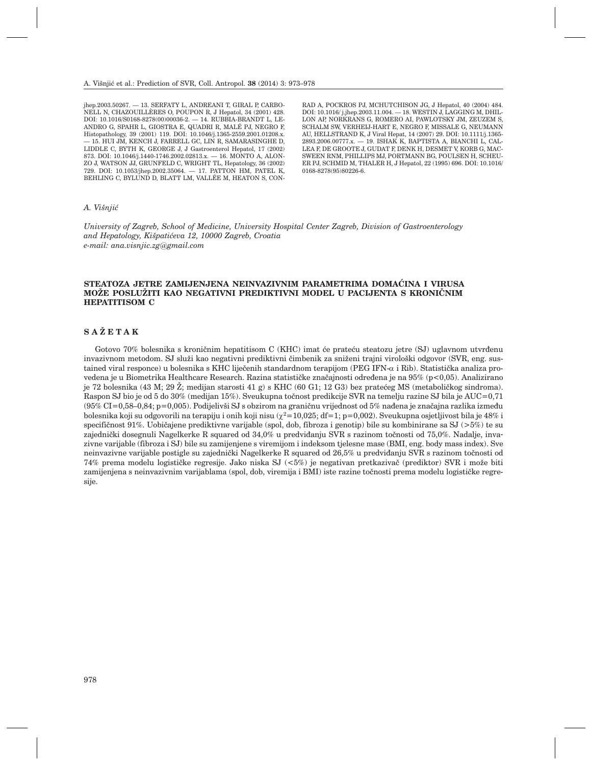jhep.2003.50267. — 13. SERFATY L, ANDREANI T, GIRAL P, CARBONELL N, CHAZOUILLÈRES O, POUPON R, J Hepatol, 34 (2001) 428. DOI: 10.1016/S0168-8278(00)00036-2. — 14. RUBBIA-BRANDT L, LEANDRO G, SPAHR L, GIOSTRA E, QUADRI R, MALÉ PJ, NEGRO F, Histopathology, 39 (2001) 119. DOI: 10.1046/j.1365-2559.2001.01208.x. — 15. HUI JM, KENCH J, FARRELL GC, LIN R, SAMARASINGHE D, LIDDLE C, BYTH K, GEORGE J, J Gastroenterol Hepatol, 17 (2002) 873. DOI: 10.1046/j.1440-1746.2002.02813.x. — 16. MONTO A, ALONZO J, WATSON JJ, GRUNFELD C, WRIGHT TL, Hepatology, 36 (2002) 729. DOI: 10.1053/jhep.2002.35064. — 17. PATTON HM, PATEL K, BEHLING C, BYLUND D, BLATT LM, VALLÉE M, HEATON S, CONRAD A, POCKROS PJ, MCHUTCHISON JG, J Hepatol, 40 (2004) 484. DOI: 10.1016/ j.jhep.2003.11.004. — 18. WESTIN J, LAGGING M, DHILLON AP, NORKRANS G, ROMERO AI, PAWLOTSKY JM, ZEUZEM S, SCHALM SW, VERHEIJ-HART E, NEGRO F, MISSALE G, NEUMANN AU, HELLSTRAND K, J Viral Hepat, 14 (2007) 29. DOI: 10.1111/j.1365-2893.2006.00777.x. — 19. ISHAK K, BAPTISTA A, BIANCHI L, CALLEA F, DE GROOTE J, GUDAT F, DENK H, DESMET V, KORB G, MACSWEEN RNM, PHILLIPS MJ, PORTMANN BG, POULSEN H, SCHEUER PJ, SCHMID M, THALER H, J Hepatol, 22 (1995) 696. DOI: 10.1016/ 0168-8278(95)80226-6.

*A. Višnjić*

*University of Zagreb, School of Medicine, University Hospital Center Zagreb, Division of Gastroenterology and Hepatology, Kišpatićeva 12, 10000 Zagreb, Croatia*
*e-mail: ana.visnjic.zg@gmail.com*

## STEATOZA JETRE ZAMIJENJENA NEINVAZIVNIM PARAMETRIMA DOMAĆINA I VIRUSA MOŽE POSLUŽITI KAO NEGATIVNI PREDIKTIVNI MODEL U PACIJENTA S KRONIČNIM HEPATITISOM C

## SAŽETAK

Gotovo 70% bolesnika s kroničnim hepatitisom C (KHC) imat će prateću steatozu jetre (SJ) uglavnom utvrđenu invazivnom metodom. SJ služi kao negativni prediktivni čimbenik za sniženi trajni virološki odgovor (SVR, eng. sustained viral responce) u bolesnika s KHC liječenih standardnom terapijom (PEG IFN-$\alpha$ i Rib). Statistička analiza provedena je u Biometrika Healthcare Research. Razina statističke značajnosti određena je na 95% ($p<0,05$). Analizirano je 72 bolesnika (43 M; 29 Ž; medijan starosti 41 g) s KHC (60 G1; 12 G3) bez pratećeg MS (metaboličkog sindroma). Raspon SJ bio je od 5 do 30% (medijan 15%). Sveukupna točnost predikcije SVR na temelju razine SJ bila je AUC=0,71 (95% CI=0,58–0,84; p=0,005). Podijelivši SJ s obzirom na graničnu vrijednost od 5% nađena je značajna razlika između bolesnika koji su odgovorili na terapiju i onih koji nisu ($\chi^2$=10,025; df=1; p=0,002). Sveukupna osjetljivost bila je 48% i specifičnost 91%. Uobičajene prediktivne varijable (spol, dob, fibroza i genotip) bile su kombinirane sa SJ (>5%) te su zajednički dosegnuli Nagelkerke R squared od 34,0% u predviđanju SVR s razinom točnosti od 75,0%. Nadalje, invazivne varijable (fibroza i SJ) bile su zamijenjene s viremijom i indeksom tjelesne mase (BMI, eng. body mass index). Sve neinvazivne varijable postigle su zajednički Nagelkerke R squared od 26,5% u predviđanju SVR s razinom točnosti od 74% prema modelu logističke regresije. Jako niska SJ (<5%) je negativan pretkazivač (prediktor) SVR i može biti zamijenjena s neinvazivnim varijablama (spol, dob, viremija i BMI) iste razine točnosti prema modelu logističke regresije.